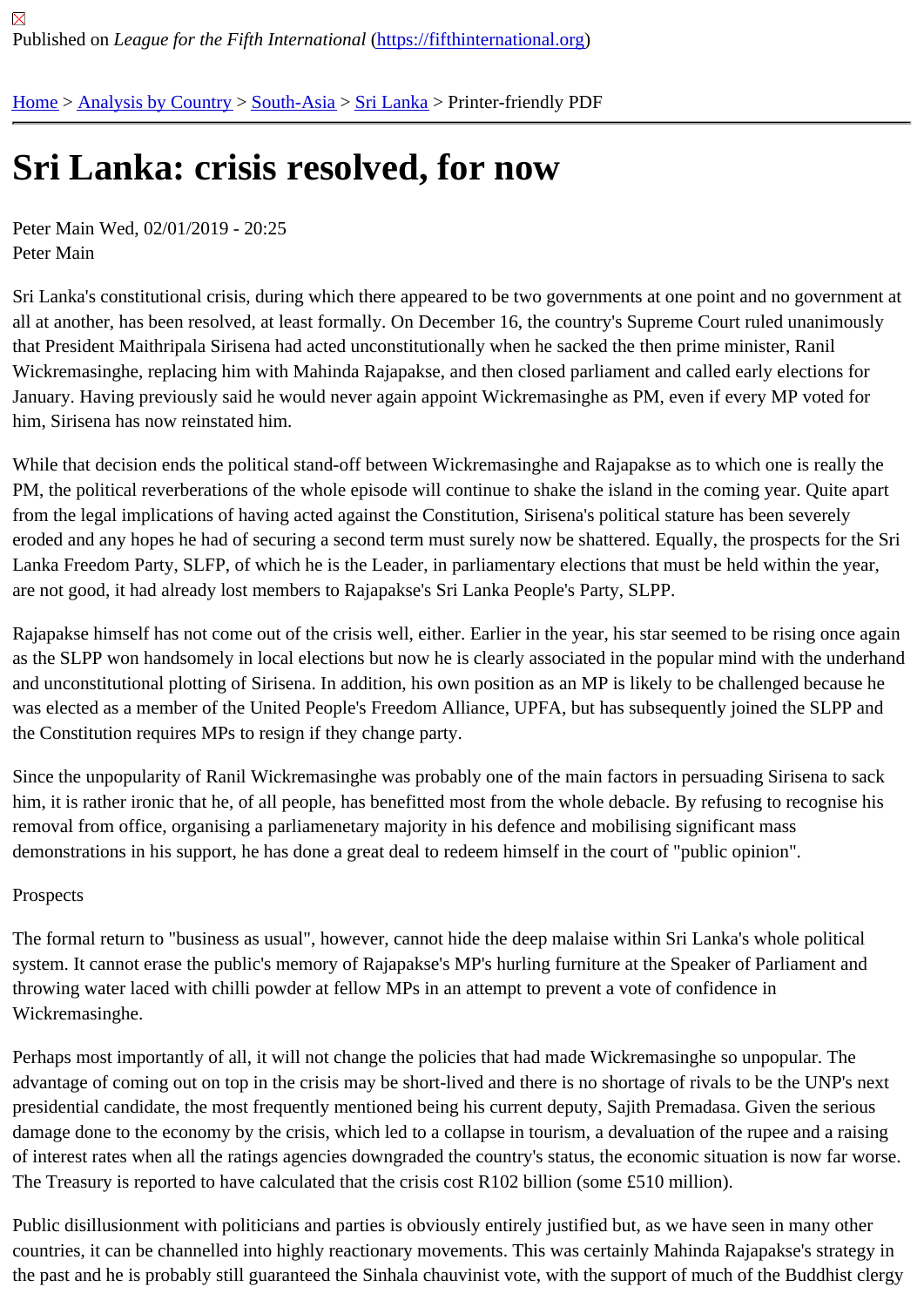Published on *League for the Fifth International* (https://fifthinternational.org)

Home > Analysis by Country > South-Asia > Sri Lanka > Printer-friendly PDF

# Sri Lanka: crisis resolved, for now

Peter Main Wed, 02/01/2019 - 20:25
Peter Main

Sri Lanka's constitutional crisis, during which there appeared to be two governments at one point and no government at all at another, has been resolved, at least formally. On December 16, the country's Supreme Court ruled unanimously that President Maithripala Sirisena had acted unconstitutionally when he sacked the then prime minister, Ranil Wickremasinghe, replacing him with Mahinda Rajapakse, and then closed parliament and called early elections for January. Having previously said he would never again appoint Wickremasinghe as PM, even if every MP voted for him, Sirisena has now reinstated him.

While that decision ends the political stand-off between Wickremasinghe and Rajapakse as to which one is really the PM, the political reverberations of the whole episode will continue to shake the island in the coming year. Quite apart from the legal implications of having acted against the Constitution, Sirisena's political stature has been severely eroded and any hopes he had of securing a second term must surely now be shattered. Equally, the prospects for the Sri Lanka Freedom Party, SLFP, of which he is the Leader, in parliamentary elections that must be held within the year, are not good, it had already lost members to Rajapakse's Sri Lanka People's Party, SLPP.

Rajapakse himself has not come out of the crisis well, either. Earlier in the year, his star seemed to be rising once again as the SLPP won handsomely in local elections but now he is clearly associated in the popular mind with the underhand and unconstitutional plotting of Sirisena. In addition, his own position as an MP is likely to be challenged because he was elected as a member of the United People's Freedom Alliance, UPFA, but has subsequently joined the SLPP and the Constitution requires MPs to resign if they change party.

Since the unpopularity of Ranil Wickremasinghe was probably one of the main factors in persuading Sirisena to sack him, it is rather ironic that he, of all people, has benefitted most from the whole debacle. By refusing to recognise his removal from office, organising a parliamenetary majority in his defence and mobilising significant mass demonstrations in his support, he has done a great deal to redeem himself in the court of "public opinion".

Prospects

The formal return to "business as usual", however, cannot hide the deep malaise within Sri Lanka's whole political system. It cannot erase the public's memory of Rajapakse's MP's hurling furniture at the Speaker of Parliament and throwing water laced with chilli powder at fellow MPs in an attempt to prevent a vote of confidence in Wickremasinghe.

Perhaps most importantly of all, it will not change the policies that had made Wickremasinghe so unpopular. The advantage of coming out on top in the crisis may be short-lived and there is no shortage of rivals to be the UNP's next presidential candidate, the most frequently mentioned being his current deputy, Sajith Premadasa. Given the serious damage done to the economy by the crisis, which led to a collapse in tourism, a devaluation of the rupee and a raising of interest rates when all the ratings agencies downgraded the country's status, the economic situation is now far worse. The Treasury is reported to have calculated that the crisis cost R102 billion (some £510 million).

Public disillusionment with politicians and parties is obviously entirely justified but, as we have seen in many other countries, it can be channelled into highly reactionary movements. This was certainly Mahinda Rajapakse's strategy in the past and he is probably still guaranteed the Sinhala chauvinist vote, with the support of much of the Buddhist clergy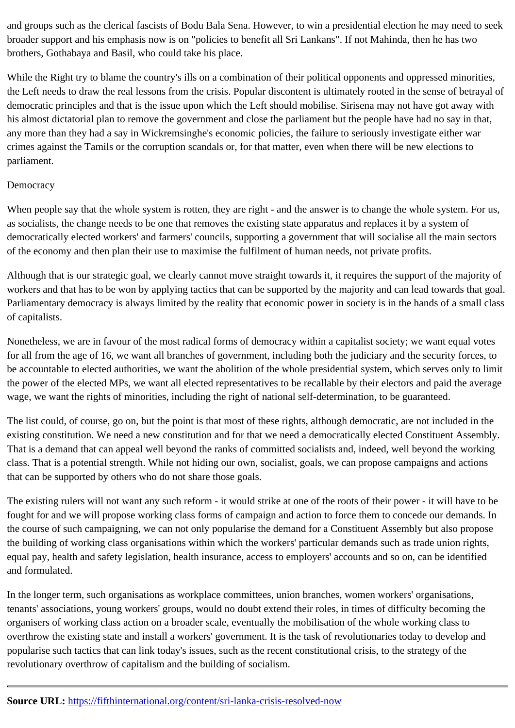and groups such as the clerical fascists of Bodu Bala Sena. However, to win a presidential election he may need to seek broader support and his emphasis now is on "policies to benefit all Sri Lankans". If not Mahinda, then he has two brothers, Gothabaya and Basil, who could take his place.

While the Right try to blame the country's ills on a combination of their political opponents and oppressed minorities, the Left needs to draw the real lessons from the crisis. Popular discontent is ultimately rooted in the sense of betrayal of democratic principles and that is the issue upon which the Left should mobilise. Sirisena may not have got away with his almost dictatorial plan to remove the government and close the parliament but the people have had no say in that, any more than they had a say in Wickremsinghe's economic policies, the failure to seriously investigate either war crimes against the Tamils or the corruption scandals or, for that matter, even when there will be new elections to parliament.

## Democracy

When people say that the whole system is rotten, they are right - and the answer is to change the whole system. For us, as socialists, the change needs to be one that removes the existing state apparatus and replaces it by a system of democratically elected workers' and farmers' councils, supporting a government that will socialise all the main sectors of the economy and then plan their use to maximise the fulfilment of human needs, not private profits.

Although that is our strategic goal, we clearly cannot move straight towards it, it requires the support of the majority of workers and that has to be won by applying tactics that can be supported by the majority and can lead towards that goal. Parliamentary democracy is always limited by the reality that economic power in society is in the hands of a small class of capitalists.

Nonetheless, we are in favour of the most radical forms of democracy within a capitalist society; we want equal votes for all from the age of 16, we want all branches of government, including both the judiciary and the security forces, to be accountable to elected authorities, we want the abolition of the whole presidential system, which serves only to limit the power of the elected MPs, we want all elected representatives to be recallable by their electors and paid the average wage, we want the rights of minorities, including the right of national self-determination, to be guaranteed.

The list could, of course, go on, but the point is that most of these rights, although democratic, are not included in the existing constitution. We need a new constitution and for that we need a democratically elected Constituent Assembly. That is a demand that can appeal well beyond the ranks of committed socialists and, indeed, well beyond the working class. That is a potential strength. While not hiding our own, socialist, goals, we can propose campaigns and actions that can be supported by others who do not share those goals.

The existing rulers will not want any such reform - it would strike at one of the roots of their power - it will have to be fought for and we will propose working class forms of campaign and action to force them to concede our demands. In the course of such campaigning, we can not only popularise the demand for a Constituent Assembly but also propose the building of working class organisations within which the workers' particular demands such as trade union rights, equal pay, health and safety legislation, health insurance, access to employers' accounts and so on, can be identified and formulated.

In the longer term, such organisations as workplace committees, union branches, women workers' organisations, tenants' associations, young workers' groups, would no doubt extend their roles, in times of difficulty becoming the organisers of working class action on a broader scale, eventually the mobilisation of the whole working class to overthrow the existing state and install a workers' government. It is the task of revolutionaries today to develop and popularise such tactics that can link today's issues, such as the recent constitutional crisis, to the strategy of the revolutionary overthrow of capitalism and the building of socialism.

---

**Source URL:** https://fifthinternational.org/content/sri-lanka-crisis-resolved-now